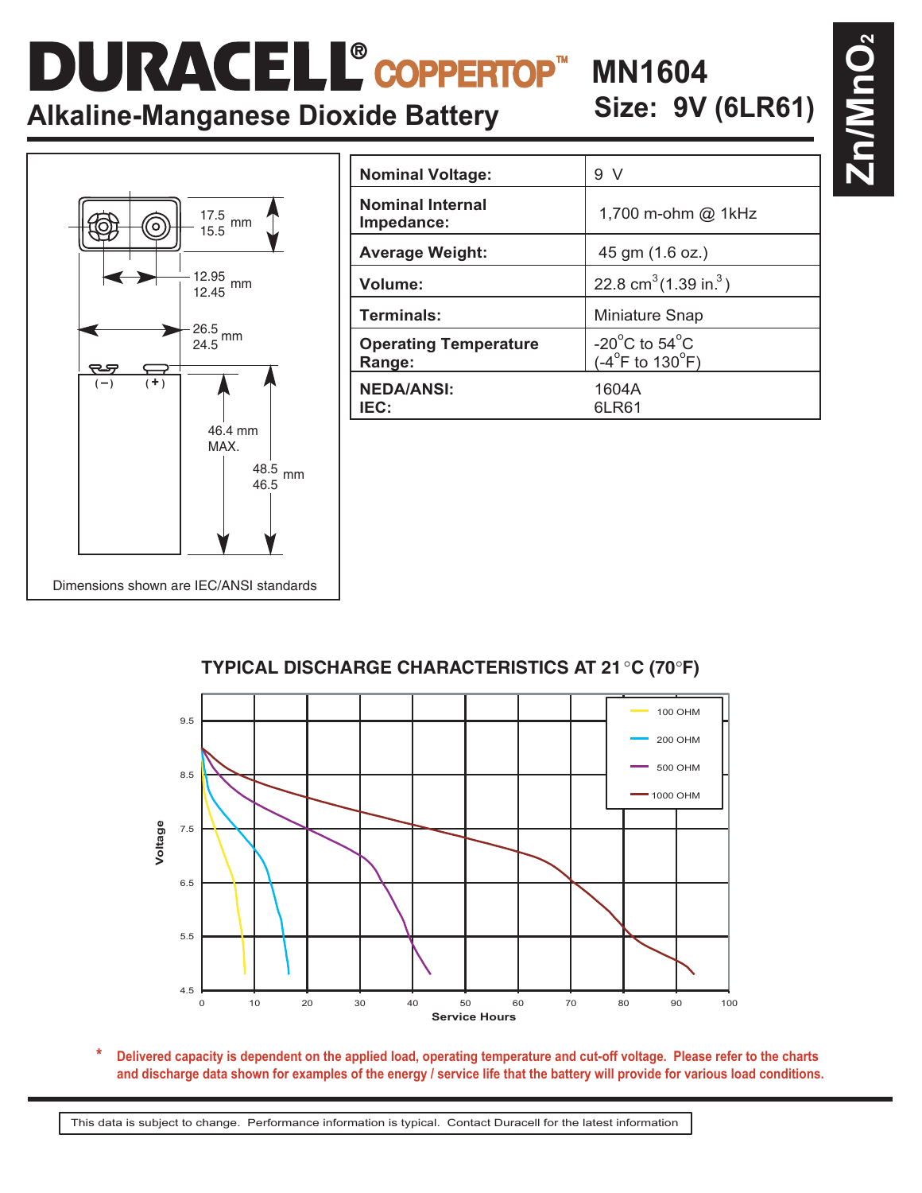# DURACELL® COPPERTOP™ MN1604

## Alkaline-Manganese Dioxide Battery

## Size: 9V (6LR61)

$Zn/MnO_2$

17.5 / 15.5 mm

12.95 / 12.45 mm

26.5 / 24.5 mm

(−) (+)

46.4 mm MAX.

48.5 / 46.5 mm

Dimensions shown are IEC/ANSI standards

| | |
|---|---|
| **Nominal Voltage:** | 9 V |
| **Nominal Internal Impedance:** | 1,700 m-ohm @ 1kHz |
| **Average Weight:** | 45 gm (1.6 oz.) |
| **Volume:** | 22.8 $cm^3$ (1.39 $in.^3$) |
| **Terminals:** | Miniature Snap |
| **Operating Temperature Range:** | -20°C to 54°C (-4°F to 130°F) |
| **NEDA/ANSI:** | 1604A |
| **IEC:** | 6LR61 |

### TYPICAL DISCHARGE CHARACTERISTICS AT 21°C (70°F)

100 OHM
200 OHM
500 OHM
1000 OHM

Voltage

9.5
8.5
7.5
6.5
5.5
4.5

0 10 20 30 40 50 60 70 80 90 100

Service Hours

\* **Delivered capacity is dependent on the applied load, operating temperature and cut-off voltage. Please refer to the charts and discharge data shown for examples of the energy / service life that the battery will provide for various load conditions.**

This data is subject to change. Performance information is typical. Contact Duracell for the latest information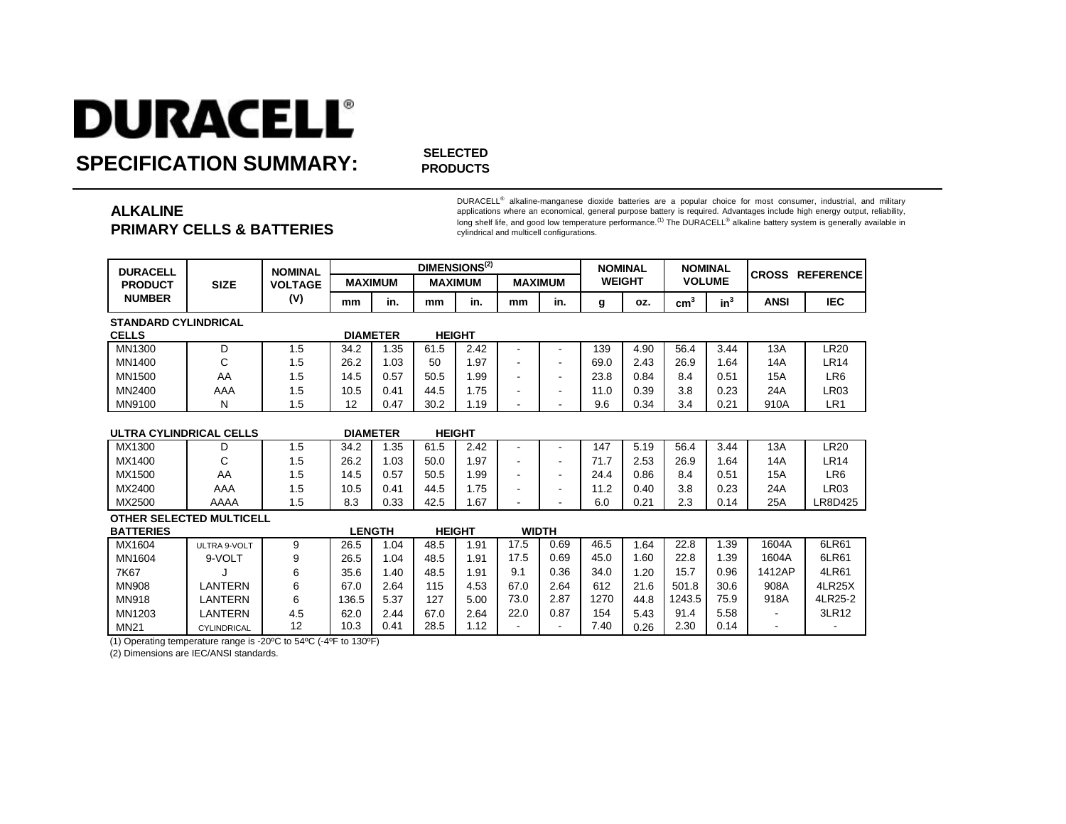# DURACELL®

## SPECIFICATION SUMMARY: SELECTED PRODUCTS

### ALKALINE PRIMARY CELLS & BATTERIES

DURACELL® alkaline-manganese dioxide batteries are a popular choice for most consumer, industrial, and military applications where an economical, general purpose battery is required. Advantages include high energy output, reliability, long shelf life, and good low temperature performance.(1) The DURACELL® alkaline battery system is generally available in cylindrical and multicell configurations.

| DURACELL PRODUCT NUMBER | SIZE | NOMINAL VOLTAGE (V) | DIMENSIONS(2) MAXIMUM | | MAXIMUM | | MAXIMUM | | NOMINAL WEIGHT | | NOMINAL VOLUME | | CROSS REFERENCE | |
|---|---|---|---|---|---|---|---|---|---|---|---|---|---|---|
| | | | mm | in. | mm | in. | mm | in. | g | oz. | $cm^3$ | $in^3$ | ANSI | IEC |
| **STANDARD CYLINDRICAL CELLS** | | | DIAMETER | | HEIGHT | | | | | | | | | |
| MN1300 | D | 1.5 | 34.2 | 1.35 | 61.5 | 2.42 | - | - | 139 | 4.90 | 56.4 | 3.44 | 13A | LR20 |
| MN1400 | C | 1.5 | 26.2 | 1.03 | 50 | 1.97 | - | - | 69.0 | 2.43 | 26.9 | 1.64 | 14A | LR14 |
| MN1500 | AA | 1.5 | 14.5 | 0.57 | 50.5 | 1.99 | - | - | 23.8 | 0.84 | 8.4 | 0.51 | 15A | LR6 |
| MN2400 | AAA | 1.5 | 10.5 | 0.41 | 44.5 | 1.75 | - | - | 11.0 | 0.39 | 3.8 | 0.23 | 24A | LR03 |
| MN9100 | N | 1.5 | 12 | 0.47 | 30.2 | 1.19 | - | - | 9.6 | 0.34 | 3.4 | 0.21 | 910A | LR1 |
| **ULTRA CYLINDRICAL CELLS** | | | DIAMETER | | HEIGHT | | | | | | | | | |
| MX1300 | D | 1.5 | 34.2 | 1.35 | 61.5 | 2.42 | - | - | 147 | 5.19 | 56.4 | 3.44 | 13A | LR20 |
| MX1400 | C | 1.5 | 26.2 | 1.03 | 50.0 | 1.97 | - | - | 71.7 | 2.53 | 26.9 | 1.64 | 14A | LR14 |
| MX1500 | AA | 1.5 | 14.5 | 0.57 | 50.5 | 1.99 | - | - | 24.4 | 0.86 | 8.4 | 0.51 | 15A | LR6 |
| MX2400 | AAA | 1.5 | 10.5 | 0.41 | 44.5 | 1.75 | - | - | 11.2 | 0.40 | 3.8 | 0.23 | 24A | LR03 |
| MX2500 | AAAA | 1.5 | 8.3 | 0.33 | 42.5 | 1.67 | - | - | 6.0 | 0.21 | 2.3 | 0.14 | 25A | LR8D425 |
| **OTHER SELECTED MULTICELL BATTERIES** | | | LENGTH | | HEIGHT | | WIDTH | | | | | | | |
| MX1604 | ULTRA 9-VOLT | 9 | 26.5 | 1.04 | 48.5 | 1.91 | 17.5 | 0.69 | 46.5 | 1.64 | 22.8 | 1.39 | 1604A | 6LR61 |
| MN1604 | 9-VOLT | 9 | 26.5 | 1.04 | 48.5 | 1.91 | 17.5 | 0.69 | 45.0 | 1.60 | 22.8 | 1.39 | 1604A | 6LR61 |
| 7K67 | J | 6 | 35.6 | 1.40 | 48.5 | 1.91 | 9.1 | 0.36 | 34.0 | 1.20 | 15.7 | 0.96 | 1412AP | 4LR61 |
| MN908 | LANTERN | 6 | 67.0 | 2.64 | 115 | 4.53 | 67.0 | 2.64 | 612 | 21.6 | 501.8 | 30.6 | 908A | 4LR25X |
| MN918 | LANTERN | 6 | 136.5 | 5.37 | 127 | 5.00 | 73.0 | 2.87 | 1270 | 44.8 | 1243.5 | 75.9 | 918A | 4LR25-2 |
| MN1203 | LANTERN | 4.5 | 62.0 | 2.44 | 67.0 | 2.64 | 22.0 | 0.87 | 154 | 5.43 | 91.4 | 5.58 | - | 3LR12 |
| MN21 | CYLINDRICAL | 12 | 10.3 | 0.41 | 28.5 | 1.12 | - | - | 7.40 | 0.26 | 2.30 | 0.14 | - | - |

(1) Operating temperature range is -20ºC to 54ºC (-4ºF to 130ºF)

(2) Dimensions are IEC/ANSI standards.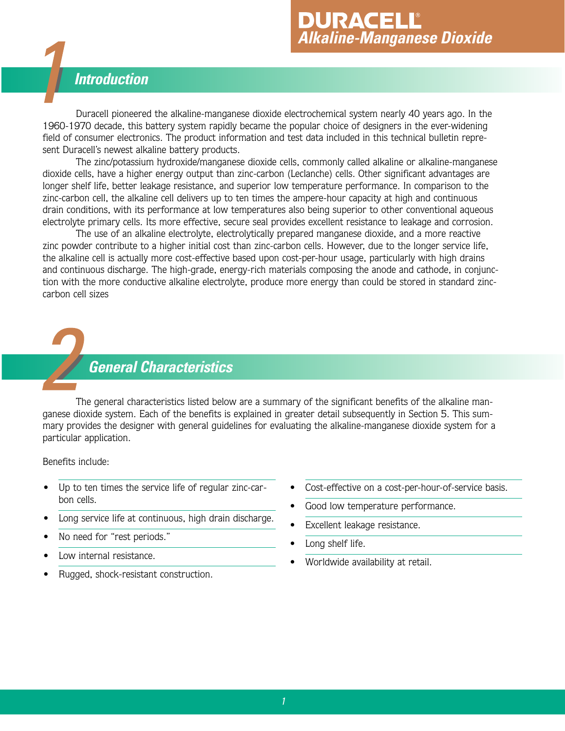# DURACELL® Alkaline-Manganese Dioxide

## 1 Introduction

Duracell pioneered the alkaline-manganese dioxide electrochemical system nearly 40 years ago. In the 1960-1970 decade, this battery system rapidly became the popular choice of designers in the ever-widening field of consumer electronics. The product information and test data included in this technical bulletin represent Duracell's newest alkaline battery products.

The zinc/potassium hydroxide/manganese dioxide cells, commonly called alkaline or alkaline-manganese dioxide cells, have a higher energy output than zinc-carbon (Leclanche) cells. Other significant advantages are longer shelf life, better leakage resistance, and superior low temperature performance. In comparison to the zinc-carbon cell, the alkaline cell delivers up to ten times the ampere-hour capacity at high and continuous drain conditions, with its performance at low temperatures also being superior to other conventional aqueous electrolyte primary cells. Its more effective, secure seal provides excellent resistance to leakage and corrosion.

The use of an alkaline electrolyte, electrolytically prepared manganese dioxide, and a more reactive zinc powder contribute to a higher initial cost than zinc-carbon cells. However, due to the longer service life, the alkaline cell is actually more cost-effective based upon cost-per-hour usage, particularly with high drains and continuous discharge. The high-grade, energy-rich materials composing the anode and cathode, in conjunction with the more conductive alkaline electrolyte, produce more energy than could be stored in standard zinc-carbon cell sizes

## 2 General Characteristics

The general characteristics listed below are a summary of the significant benefits of the alkaline manganese dioxide system. Each of the benefits is explained in greater detail subsequently in Section 5. This summary provides the designer with general guidelines for evaluating the alkaline-manganese dioxide system for a particular application.

Benefits include:

- Up to ten times the service life of regular zinc-carbon cells.
- Long service life at continuous, high drain discharge.
- No need for "rest periods."
- Low internal resistance.
- Rugged, shock-resistant construction.
- Cost-effective on a cost-per-hour-of-service basis.
- Good low temperature performance.
- Excellent leakage resistance.
- Long shelf life.
- Worldwide availability at retail.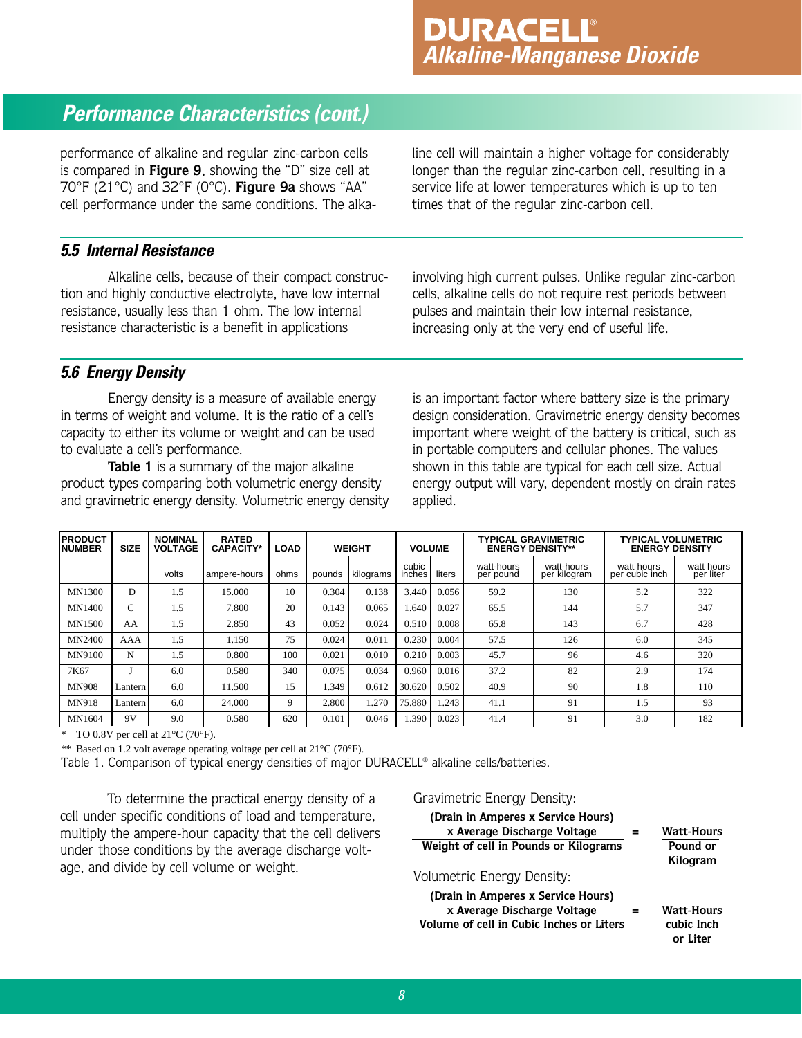## Performance Characteristics (cont.)

performance of alkaline and regular zinc-carbon cells is compared in **Figure 9**, showing the "D" size cell at 70°F (21°C) and 32°F (0°C). **Figure 9a** shows "AA" cell performance under the same conditions. The alkaline cell will maintain a higher voltage for considerably longer than the regular zinc-carbon cell, resulting in a service life at lower temperatures which is up to ten times that of the regular zinc-carbon cell.

### 5.5 Internal Resistance

Alkaline cells, because of their compact construction and highly conductive electrolyte, have low internal resistance, usually less than 1 ohm. The low internal resistance characteristic is a benefit in applications involving high current pulses. Unlike regular zinc-carbon cells, alkaline cells do not require rest periods between pulses and maintain their low internal resistance, increasing only at the very end of useful life.

### 5.6 Energy Density

Energy density is a measure of available energy in terms of weight and volume. It is the ratio of a cell's capacity to either its volume or weight and can be used to evaluate a cell's performance.

**Table 1** is a summary of the major alkaline product types comparing both volumetric energy density and gravimetric energy density. Volumetric energy density is an important factor where battery size is the primary design consideration. Gravimetric energy density becomes important where weight of the battery is critical, such as in portable computers and cellular phones. The values shown in this table are typical for each cell size. Actual energy output will vary, dependent mostly on drain rates applied.

| PRODUCT NUMBER | SIZE | NOMINAL VOLTAGE | RATED CAPACITY* | LOAD | WEIGHT | | VOLUME | | TYPICAL GRAVIMETRIC ENERGY DENSITY** | | TYPICAL VOLUMETRIC ENERGY DENSITY | |
|---|---|---|---|---|---|---|---|---|---|---|---|---|
| | | volts | ampere-hours | ohms | pounds | kilograms | cubic inches | liters | watt-hours per pound | watt-hours per kilogram | watt hours per cubic inch | watt hours per liter |
| MN1300 | D | 1.5 | 15.000 | 10 | 0.304 | 0.138 | 3.440 | 0.056 | 59.2 | 130 | 5.2 | 322 |
| MN1400 | C | 1.5 | 7.800 | 20 | 0.143 | 0.065 | 1.640 | 0.027 | 65.5 | 144 | 5.7 | 347 |
| MN1500 | AA | 1.5 | 2.850 | 43 | 0.052 | 0.024 | 0.510 | 0.008 | 65.8 | 143 | 6.7 | 428 |
| MN2400 | AAA | 1.5 | 1.150 | 75 | 0.024 | 0.011 | 0.230 | 0.004 | 57.5 | 126 | 6.0 | 345 |
| MN9100 | N | 1.5 | 0.800 | 100 | 0.021 | 0.010 | 0.210 | 0.003 | 45.7 | 96 | 4.6 | 320 |
| 7K67 | J | 6.0 | 0.580 | 340 | 0.075 | 0.034 | 0.960 | 0.016 | 37.2 | 82 | 2.9 | 174 |
| MN908 | Lantern | 6.0 | 11.500 | 15 | 1.349 | 0.612 | 30.620 | 0.502 | 40.9 | 90 | 1.8 | 110 |
| MN918 | Lantern | 6.0 | 24.000 | 9 | 2.800 | 1.270 | 75.880 | 1.243 | 41.1 | 91 | 1.5 | 93 |
| MN1604 | 9V | 9.0 | 0.580 | 620 | 0.101 | 0.046 | 1.390 | 0.023 | 41.4 | 91 | 3.0 | 182 |

\* TO 0.8V per cell at 21°C (70°F).

\** Based on 1.2 volt average operating voltage per cell at 21°C (70°F).

Table 1. Comparison of typical energy densities of major DURACELL® alkaline cells/batteries.

To determine the practical energy density of a cell under specific conditions of load and temperature, multiply the ampere-hour capacity that the cell delivers under those conditions by the average discharge voltage, and divide by cell volume or weight.

Gravimetric Energy Density:

$$\frac{\text{(Drain in Amperes x Service Hours) x Average Discharge Voltage}}{\text{Weight of cell in Pounds or Kilograms}} = \frac{\text{Watt-Hours}}{\text{Pound or Kilogram}}$$

Volumetric Energy Density:

$$\frac{\text{(Drain in Amperes x Service Hours) x Average Discharge Voltage}}{\text{Volume of cell in Cubic Inches or Liters}} = \frac{\text{Watt-Hours}}{\text{cubic Inch or Liter}}$$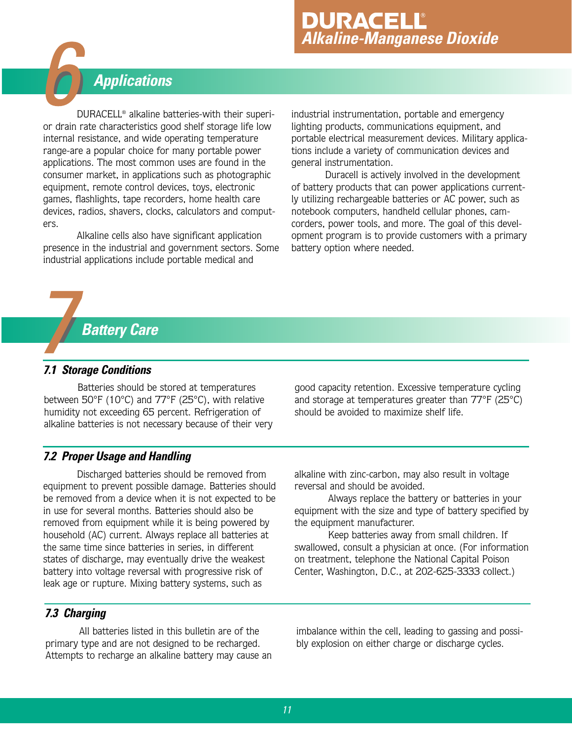## 6 Applications

DURACELL® alkaline batteries-with their superior drain rate characteristics good shelf storage life low internal resistance, and wide operating temperature range-are a popular choice for many portable power applications. The most common uses are found in the consumer market, in applications such as photographic equipment, remote control devices, toys, electronic games, flashlights, tape recorders, home health care devices, radios, shavers, clocks, calculators and computers.

Alkaline cells also have significant application presence in the industrial and government sectors. Some industrial applications include portable medical and industrial instrumentation, portable and emergency lighting products, communications equipment, and portable electrical measurement devices. Military applications include a variety of communication devices and general instrumentation.

Duracell is actively involved in the development of battery products that can power applications currently utilizing rechargeable batteries or AC power, such as notebook computers, handheld cellular phones, camcorders, power tools, and more. The goal of this development program is to provide customers with a primary battery option where needed.

## 7 Battery Care

### 7.1 Storage Conditions

Batteries should be stored at temperatures between 50°F (10°C) and 77°F (25°C), with relative humidity not exceeding 65 percent. Refrigeration of alkaline batteries is not necessary because of their very good capacity retention. Excessive temperature cycling and storage at temperatures greater than 77°F (25°C) should be avoided to maximize shelf life.

### 7.2 Proper Usage and Handling

Discharged batteries should be removed from equipment to prevent possible damage. Batteries should be removed from a device when it is not expected to be in use for several months. Batteries should also be removed from equipment while it is being powered by household (AC) current. Always replace all batteries at the same time since batteries in series, in different states of discharge, may eventually drive the weakest battery into voltage reversal with progressive risk of leak age or rupture. Mixing battery systems, such as alkaline with zinc-carbon, may also result in voltage reversal and should be avoided.

Always replace the battery or batteries in your equipment with the size and type of battery specified by the equipment manufacturer.

Keep batteries away from small children. If swallowed, consult a physician at once. (For information on treatment, telephone the National Capital Poison Center, Washington, D.C., at 202-625-3333 collect.)

### 7.3 Charging

All batteries listed in this bulletin are of the primary type and are not designed to be recharged. Attempts to recharge an alkaline battery may cause an imbalance within the cell, leading to gassing and possibly explosion on either charge or discharge cycles.